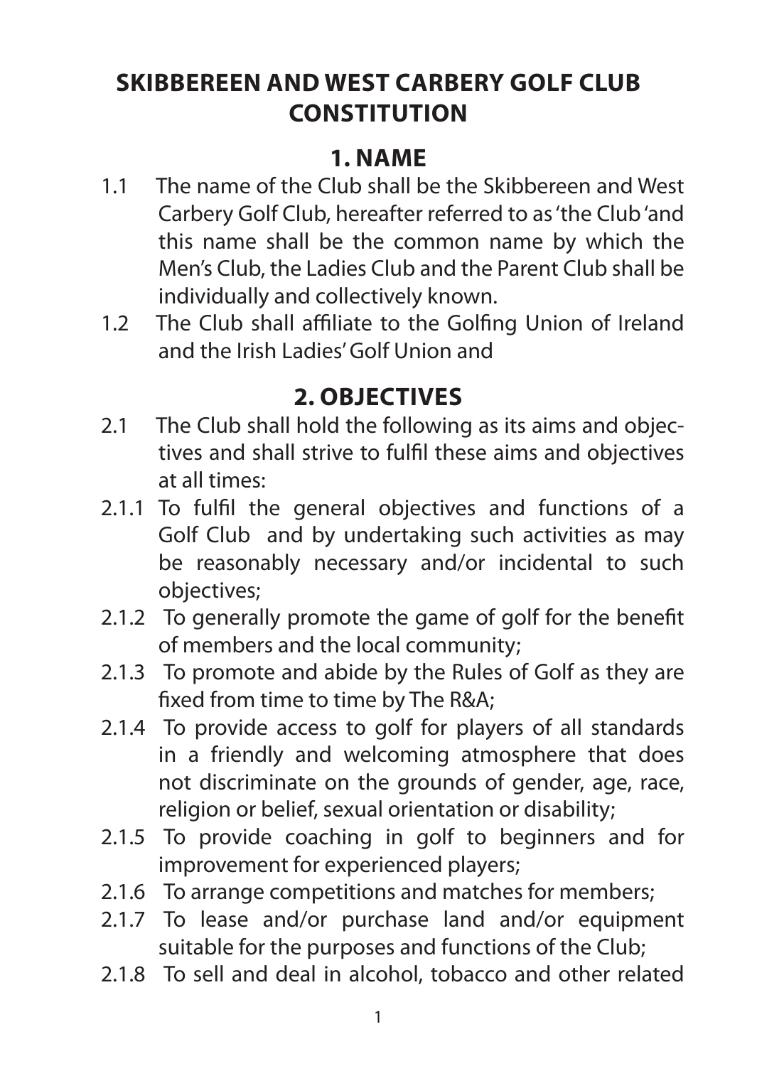# SKIBBEREEN AND WEST CARBERY GOLF CLUB CONSTITUTION

## 1. NAME

1.1 The name of the Club shall be the Skibbereen and West Carbery Golf Club, hereafter referred to as 'the Club 'and this name shall be the common name by which the Men's Club, the Ladies Club and the Parent Club shall be individually and collectively known.

1.2 The Club shall affiliate to the Golfing Union of Ireland and the Irish Ladies' Golf Union and

## 2. OBJECTIVES

2.1 The Club shall hold the following as its aims and objectives and shall strive to fulfil these aims and objectives at all times:

2.1.1 To fulfil the general objectives and functions of a Golf Club and by undertaking such activities as may be reasonably necessary and/or incidental to such objectives;

2.1.2 To generally promote the game of golf for the benefit of members and the local community;

2.1.3 To promote and abide by the Rules of Golf as they are fixed from time to time by The R&A;

2.1.4 To provide access to golf for players of all standards in a friendly and welcoming atmosphere that does not discriminate on the grounds of gender, age, race, religion or belief, sexual orientation or disability;

2.1.5 To provide coaching in golf to beginners and for improvement for experienced players;

2.1.6 To arrange competitions and matches for members;

2.1.7 To lease and/or purchase land and/or equipment suitable for the purposes and functions of the Club;

2.1.8 To sell and deal in alcohol, tobacco and other related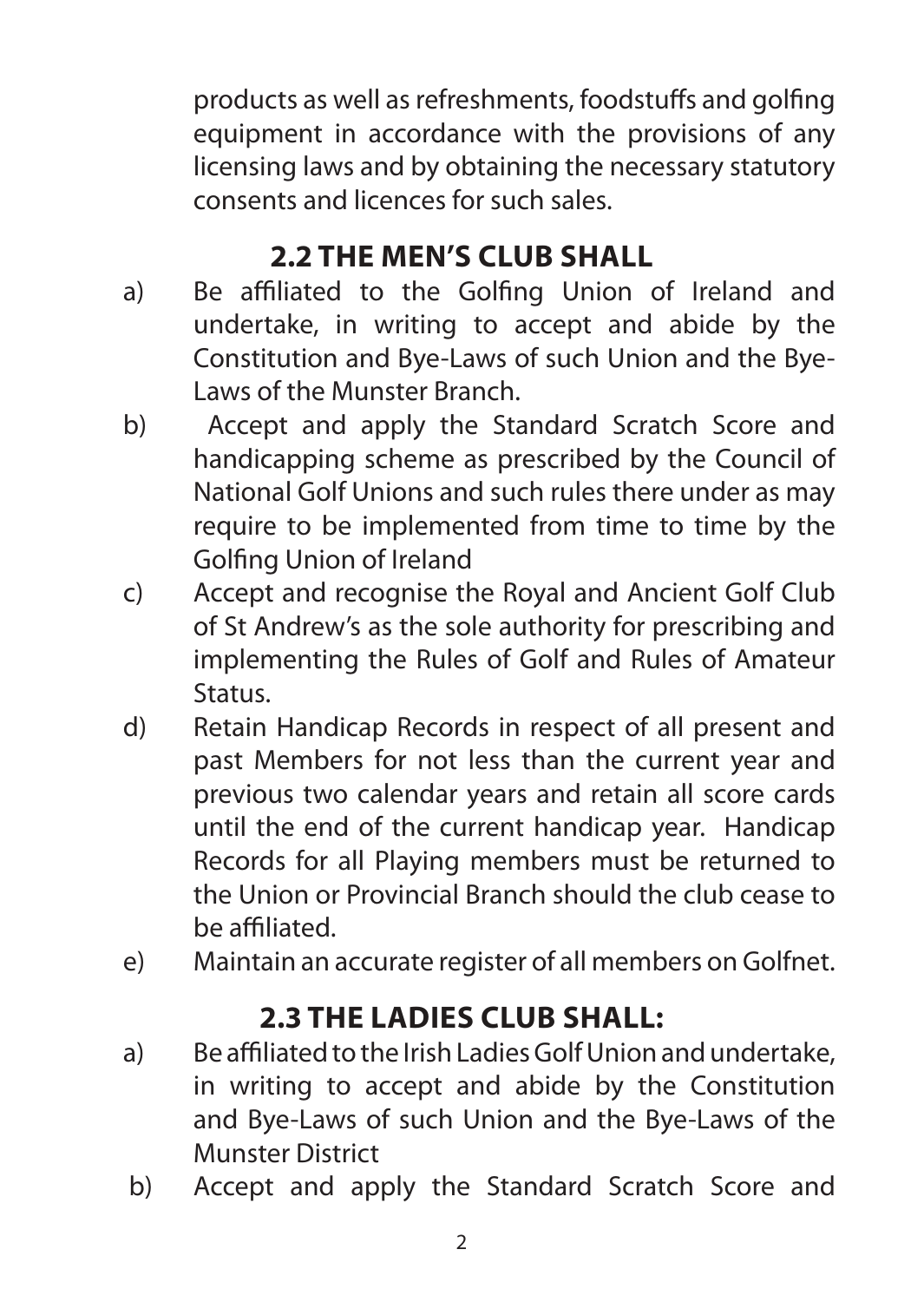products as well as refreshments, foodstuffs and golfing equipment in accordance with the provisions of any licensing laws and by obtaining the necessary statutory consents and licences for such sales.

## 2.2 THE MEN'S CLUB SHALL

a) Be affiliated to the Golfing Union of Ireland and undertake, in writing to accept and abide by the Constitution and Bye-Laws of such Union and the Bye-Laws of the Munster Branch.

b) Accept and apply the Standard Scratch Score and handicapping scheme as prescribed by the Council of National Golf Unions and such rules there under as may require to be implemented from time to time by the Golfing Union of Ireland

c) Accept and recognise the Royal and Ancient Golf Club of St Andrew's as the sole authority for prescribing and implementing the Rules of Golf and Rules of Amateur Status.

d) Retain Handicap Records in respect of all present and past Members for not less than the current year and previous two calendar years and retain all score cards until the end of the current handicap year. Handicap Records for all Playing members must be returned to the Union or Provincial Branch should the club cease to be affiliated.

e) Maintain an accurate register of all members on Golfnet.

## 2.3 THE LADIES CLUB SHALL:

a) Be affiliated to the Irish Ladies Golf Union and undertake, in writing to accept and abide by the Constitution and Bye-Laws of such Union and the Bye-Laws of the Munster District

b) Accept and apply the Standard Scratch Score and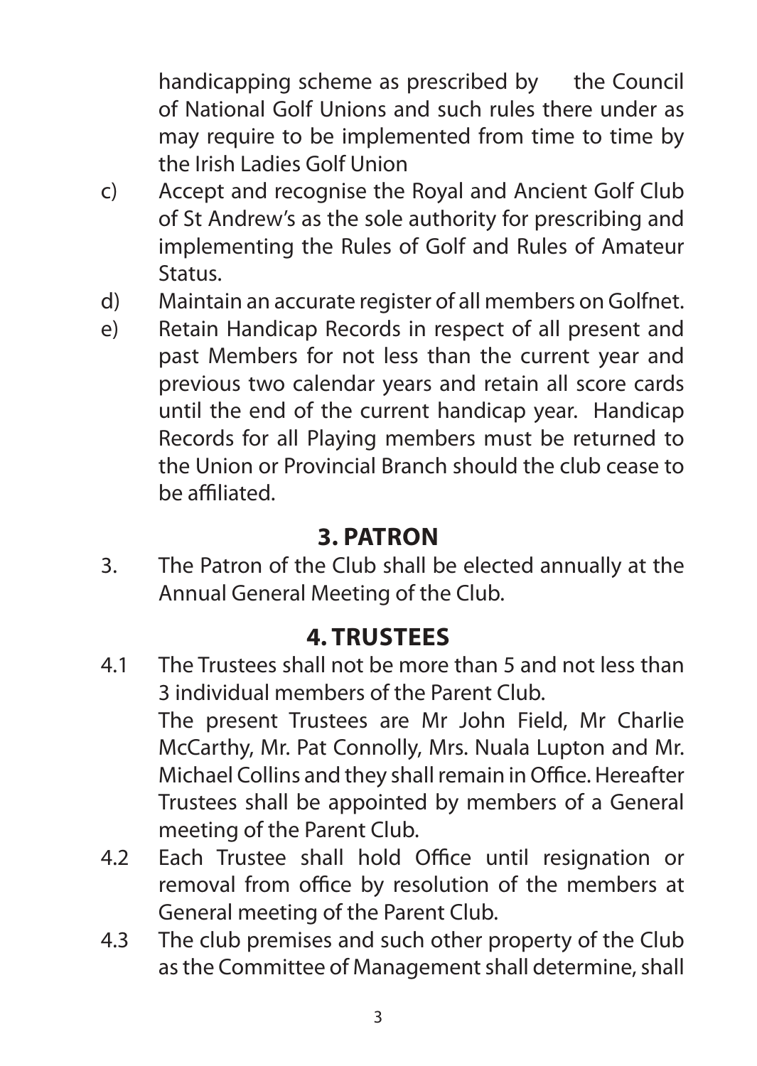handicapping scheme as prescribed by the Council of National Golf Unions and such rules there under as may require to be implemented from time to time by the Irish Ladies Golf Union

c) Accept and recognise the Royal and Ancient Golf Club of St Andrew's as the sole authority for prescribing and implementing the Rules of Golf and Rules of Amateur Status.

d) Maintain an accurate register of all members on Golfnet.

e) Retain Handicap Records in respect of all present and past Members for not less than the current year and previous two calendar years and retain all score cards until the end of the current handicap year. Handicap Records for all Playing members must be returned to the Union or Provincial Branch should the club cease to be affiliated.

## 3. PATRON

3. The Patron of the Club shall be elected annually at the Annual General Meeting of the Club.

## 4. TRUSTEES

4.1 The Trustees shall not be more than 5 and not less than 3 individual members of the Parent Club.
The present Trustees are Mr John Field, Mr Charlie McCarthy, Mr. Pat Connolly, Mrs. Nuala Lupton and Mr. Michael Collins and they shall remain in Office. Hereafter Trustees shall be appointed by members of a General meeting of the Parent Club.

4.2 Each Trustee shall hold Office until resignation or removal from office by resolution of the members at General meeting of the Parent Club.

4.3 The club premises and such other property of the Club as the Committee of Management shall determine, shall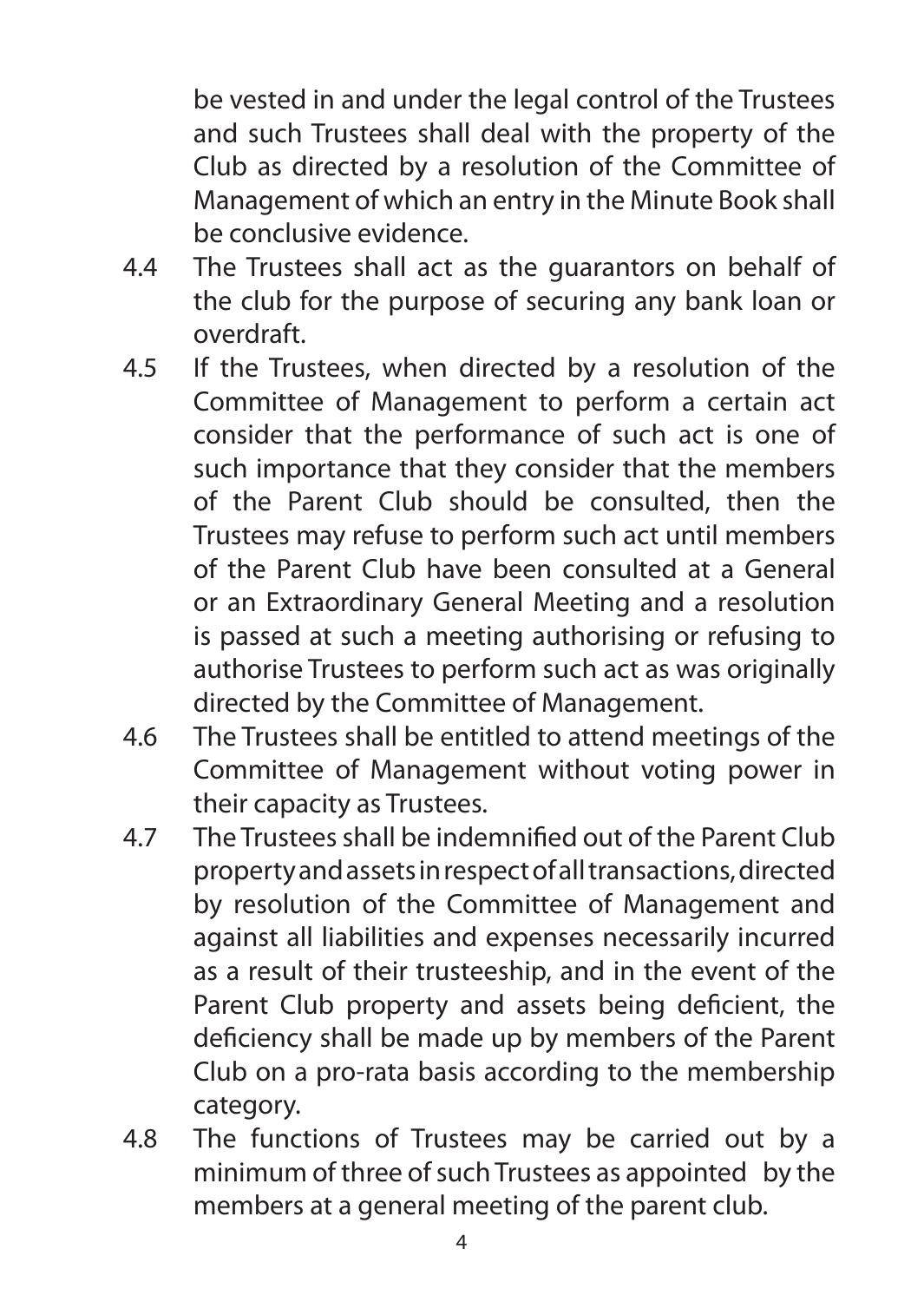be vested in and under the legal control of the Trustees and such Trustees shall deal with the property of the Club as directed by a resolution of the Committee of Management of which an entry in the Minute Book shall be conclusive evidence.

4.4 The Trustees shall act as the guarantors on behalf of the club for the purpose of securing any bank loan or overdraft.

4.5 If the Trustees, when directed by a resolution of the Committee of Management to perform a certain act consider that the performance of such act is one of such importance that they consider that the members of the Parent Club should be consulted, then the Trustees may refuse to perform such act until members of the Parent Club have been consulted at a General or an Extraordinary General Meeting and a resolution is passed at such a meeting authorising or refusing to authorise Trustees to perform such act as was originally directed by the Committee of Management.

4.6 The Trustees shall be entitled to attend meetings of the Committee of Management without voting power in their capacity as Trustees.

4.7 The Trustees shall be indemnified out of the Parent Club property and assets in respect of all transactions, directed by resolution of the Committee of Management and against all liabilities and expenses necessarily incurred as a result of their trusteeship, and in the event of the Parent Club property and assets being deficient, the deficiency shall be made up by members of the Parent Club on a pro-rata basis according to the membership category.

4.8 The functions of Trustees may be carried out by a minimum of three of such Trustees as appointed by the members at a general meeting of the parent club.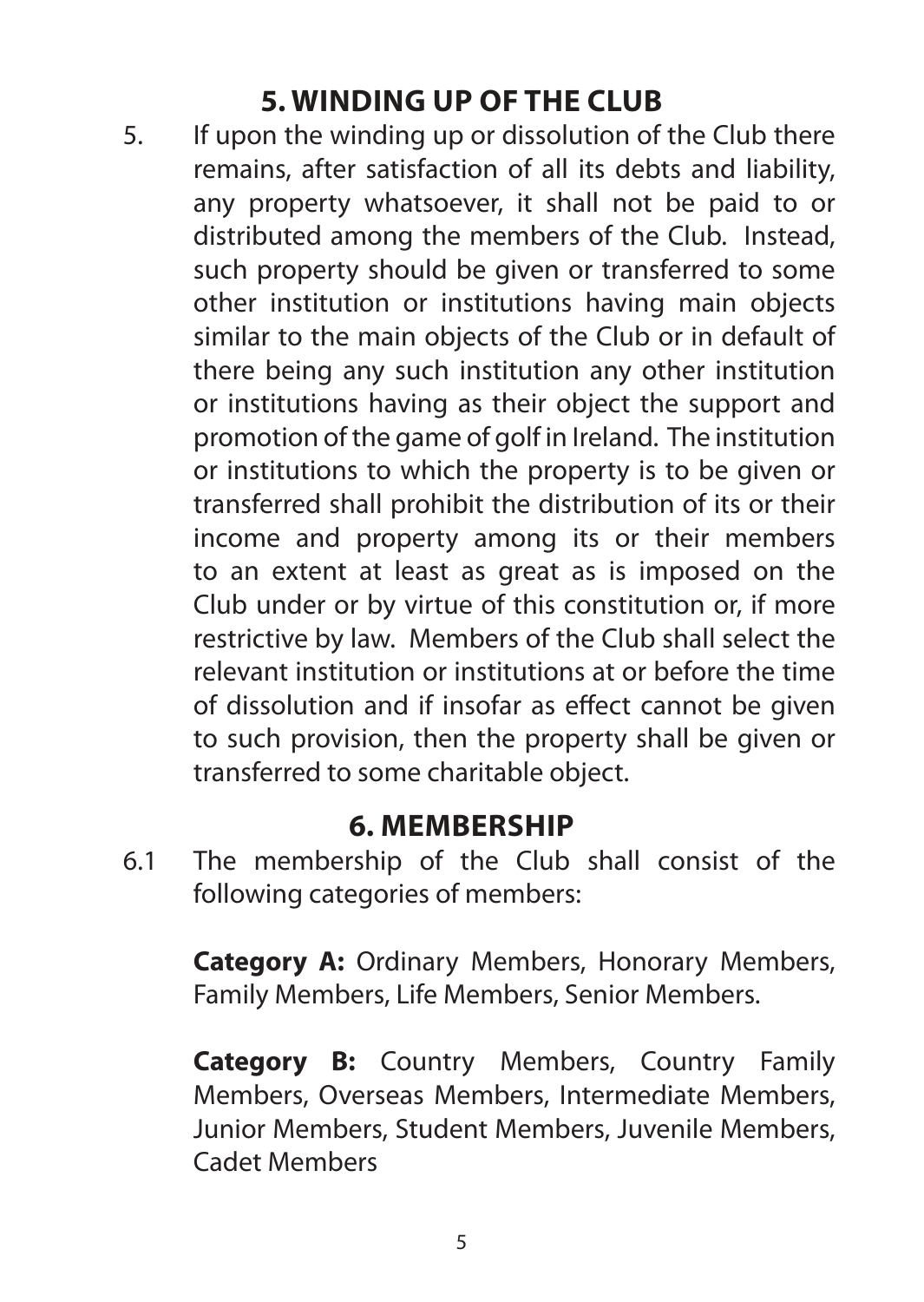## 5. WINDING UP OF THE CLUB

5. If upon the winding up or dissolution of the Club there remains, after satisfaction of all its debts and liability, any property whatsoever, it shall not be paid to or distributed among the members of the Club. Instead, such property should be given or transferred to some other institution or institutions having main objects similar to the main objects of the Club or in default of there being any such institution any other institution or institutions having as their object the support and promotion of the game of golf in Ireland. The institution or institutions to which the property is to be given or transferred shall prohibit the distribution of its or their income and property among its or their members to an extent at least as great as is imposed on the Club under or by virtue of this constitution or, if more restrictive by law. Members of the Club shall select the relevant institution or institutions at or before the time of dissolution and if insofar as effect cannot be given to such provision, then the property shall be given or transferred to some charitable object.

## 6. MEMBERSHIP

6.1 The membership of the Club shall consist of the following categories of members:

**Category A:** Ordinary Members, Honorary Members, Family Members, Life Members, Senior Members.

**Category B:** Country Members, Country Family Members, Overseas Members, Intermediate Members, Junior Members, Student Members, Juvenile Members, Cadet Members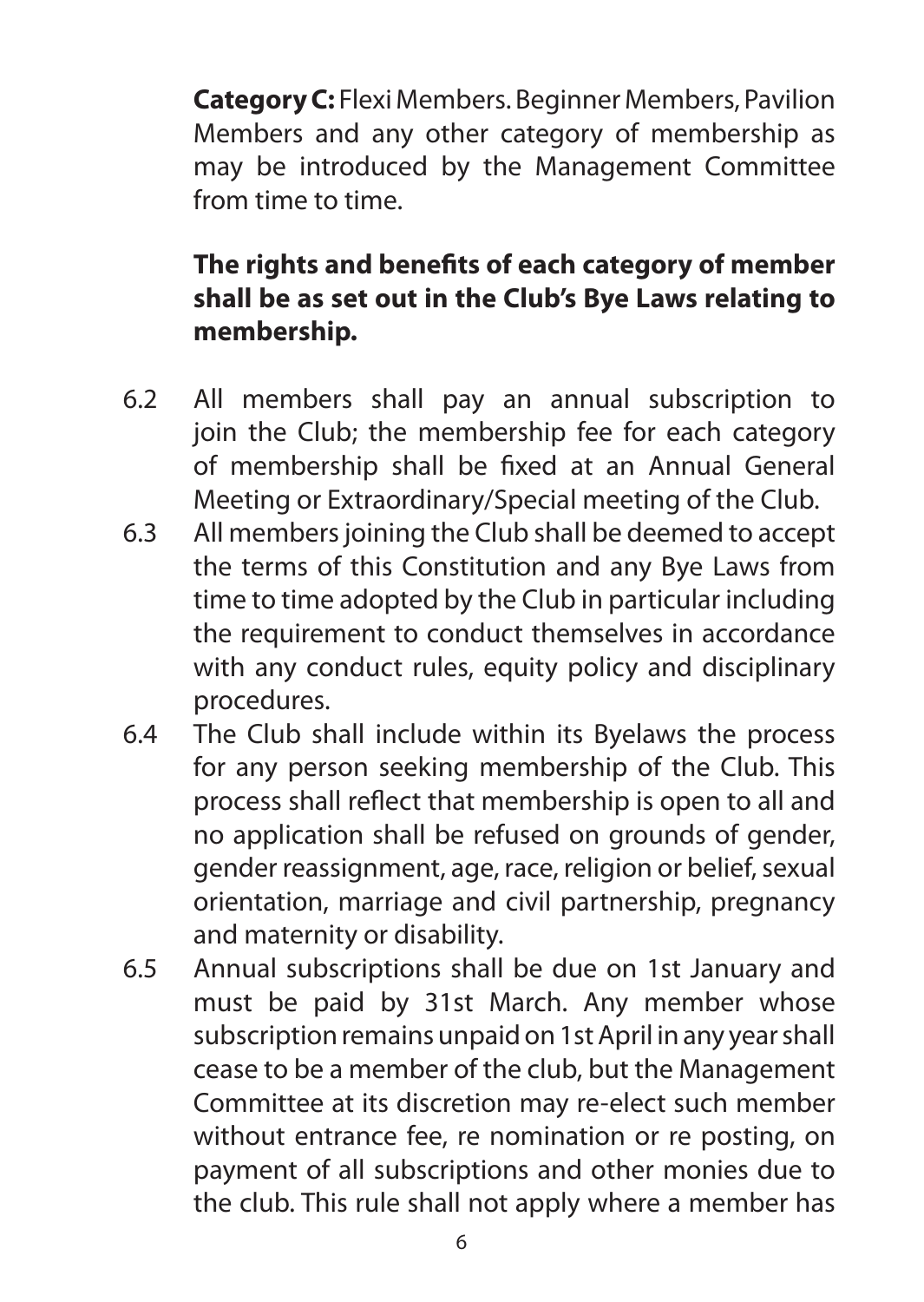**Category C:** Flexi Members. Beginner Members, Pavilion Members and any other category of membership as may be introduced by the Management Committee from time to time.

**The rights and benefits of each category of member shall be as set out in the Club's Bye Laws relating to membership.**

6.2 All members shall pay an annual subscription to join the Club; the membership fee for each category of membership shall be fixed at an Annual General Meeting or Extraordinary/Special meeting of the Club.

6.3 All members joining the Club shall be deemed to accept the terms of this Constitution and any Bye Laws from time to time adopted by the Club in particular including the requirement to conduct themselves in accordance with any conduct rules, equity policy and disciplinary procedures.

6.4 The Club shall include within its Byelaws the process for any person seeking membership of the Club. This process shall reflect that membership is open to all and no application shall be refused on grounds of gender, gender reassignment, age, race, religion or belief, sexual orientation, marriage and civil partnership, pregnancy and maternity or disability.

6.5 Annual subscriptions shall be due on 1st January and must be paid by 31st March. Any member whose subscription remains unpaid on 1st April in any year shall cease to be a member of the club, but the Management Committee at its discretion may re-elect such member without entrance fee, re nomination or re posting, on payment of all subscriptions and other monies due to the club. This rule shall not apply where a member has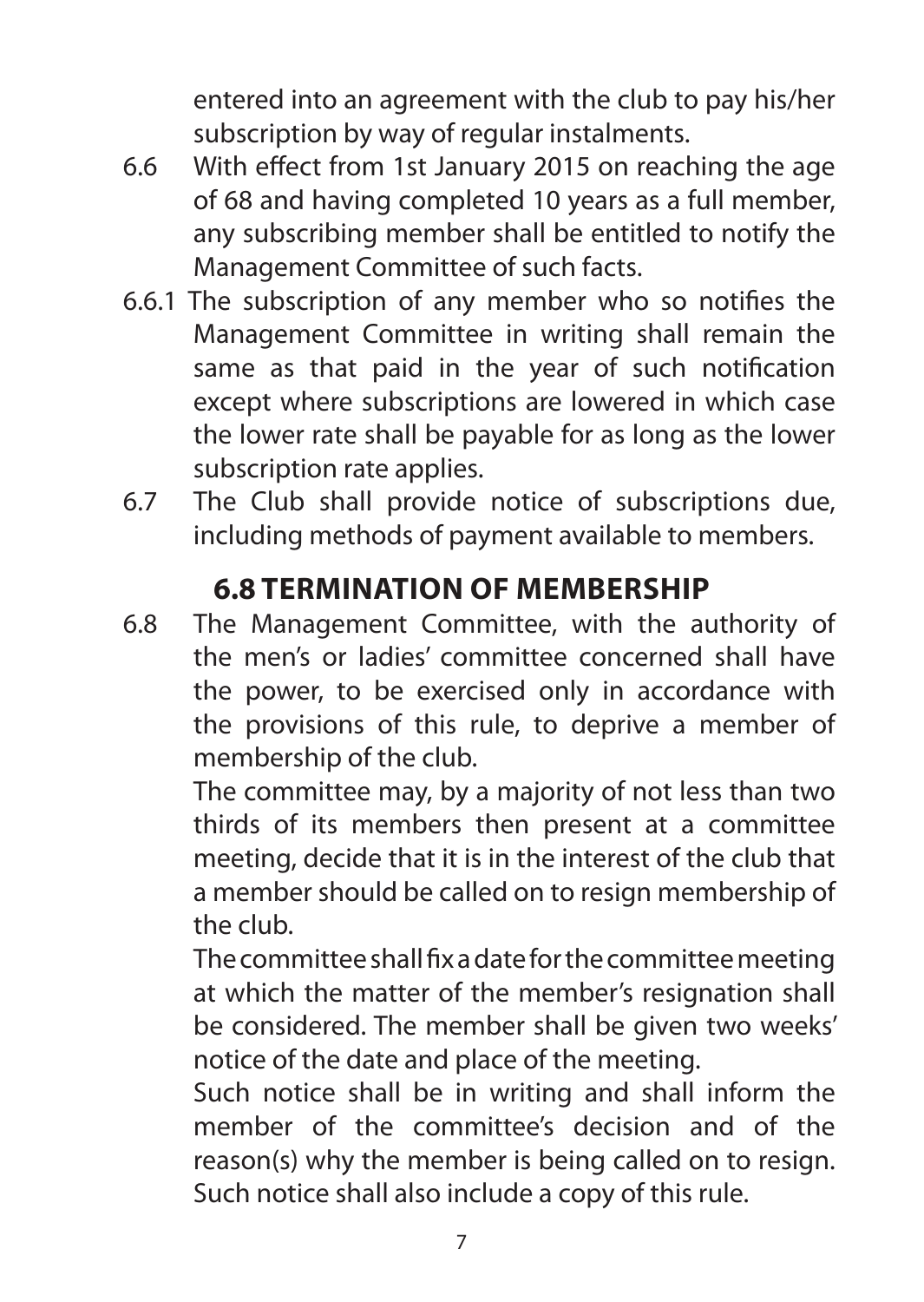entered into an agreement with the club to pay his/her subscription by way of regular instalments.

6.6 With effect from 1st January 2015 on reaching the age of 68 and having completed 10 years as a full member, any subscribing member shall be entitled to notify the Management Committee of such facts.

6.6.1 The subscription of any member who so notifies the Management Committee in writing shall remain the same as that paid in the year of such notification except where subscriptions are lowered in which case the lower rate shall be payable for as long as the lower subscription rate applies.

6.7 The Club shall provide notice of subscriptions due, including methods of payment available to members.

## 6.8 TERMINATION OF MEMBERSHIP

6.8 The Management Committee, with the authority of the men's or ladies' committee concerned shall have the power, to be exercised only in accordance with the provisions of this rule, to deprive a member of membership of the club.

The committee may, by a majority of not less than two thirds of its members then present at a committee meeting, decide that it is in the interest of the club that a member should be called on to resign membership of the club.

The committee shall fix a date for the committee meeting at which the matter of the member's resignation shall be considered. The member shall be given two weeks' notice of the date and place of the meeting.

Such notice shall be in writing and shall inform the member of the committee's decision and of the reason(s) why the member is being called on to resign. Such notice shall also include a copy of this rule.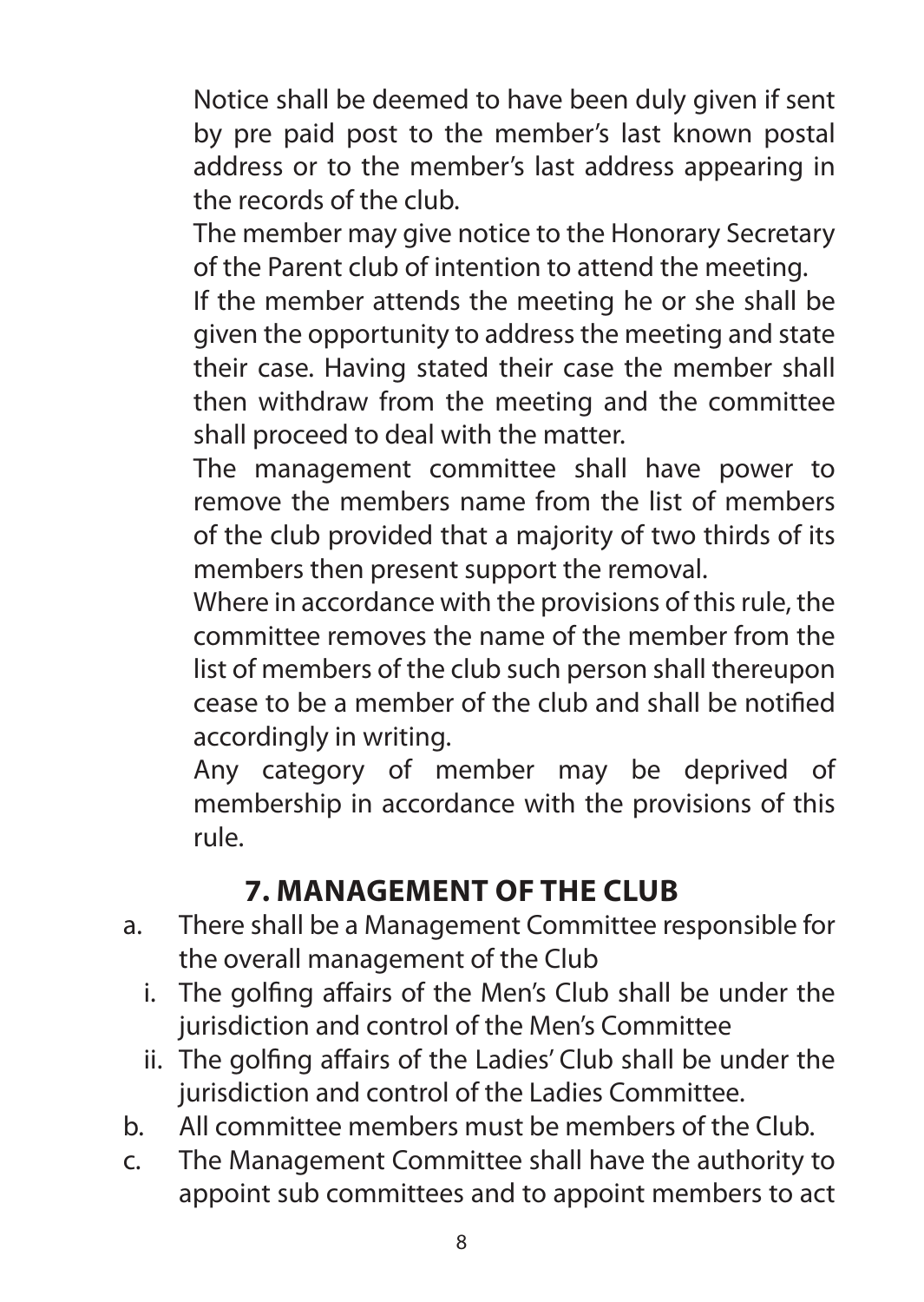Notice shall be deemed to have been duly given if sent by pre paid post to the member's last known postal address or to the member's last address appearing in the records of the club.

The member may give notice to the Honorary Secretary of the Parent club of intention to attend the meeting.

If the member attends the meeting he or she shall be given the opportunity to address the meeting and state their case. Having stated their case the member shall then withdraw from the meeting and the committee shall proceed to deal with the matter.

The management committee shall have power to remove the members name from the list of members of the club provided that a majority of two thirds of its members then present support the removal.

Where in accordance with the provisions of this rule, the committee removes the name of the member from the list of members of the club such person shall thereupon cease to be a member of the club and shall be notified accordingly in writing.

Any category of member may be deprived of membership in accordance with the provisions of this rule.

## 7. MANAGEMENT OF THE CLUB

a. There shall be a Management Committee responsible for the overall management of the Club
   i. The golfing affairs of the Men's Club shall be under the jurisdiction and control of the Men's Committee
   ii. The golfing affairs of the Ladies' Club shall be under the jurisdiction and control of the Ladies Committee.
b. All committee members must be members of the Club.
c. The Management Committee shall have the authority to appoint sub committees and to appoint members to act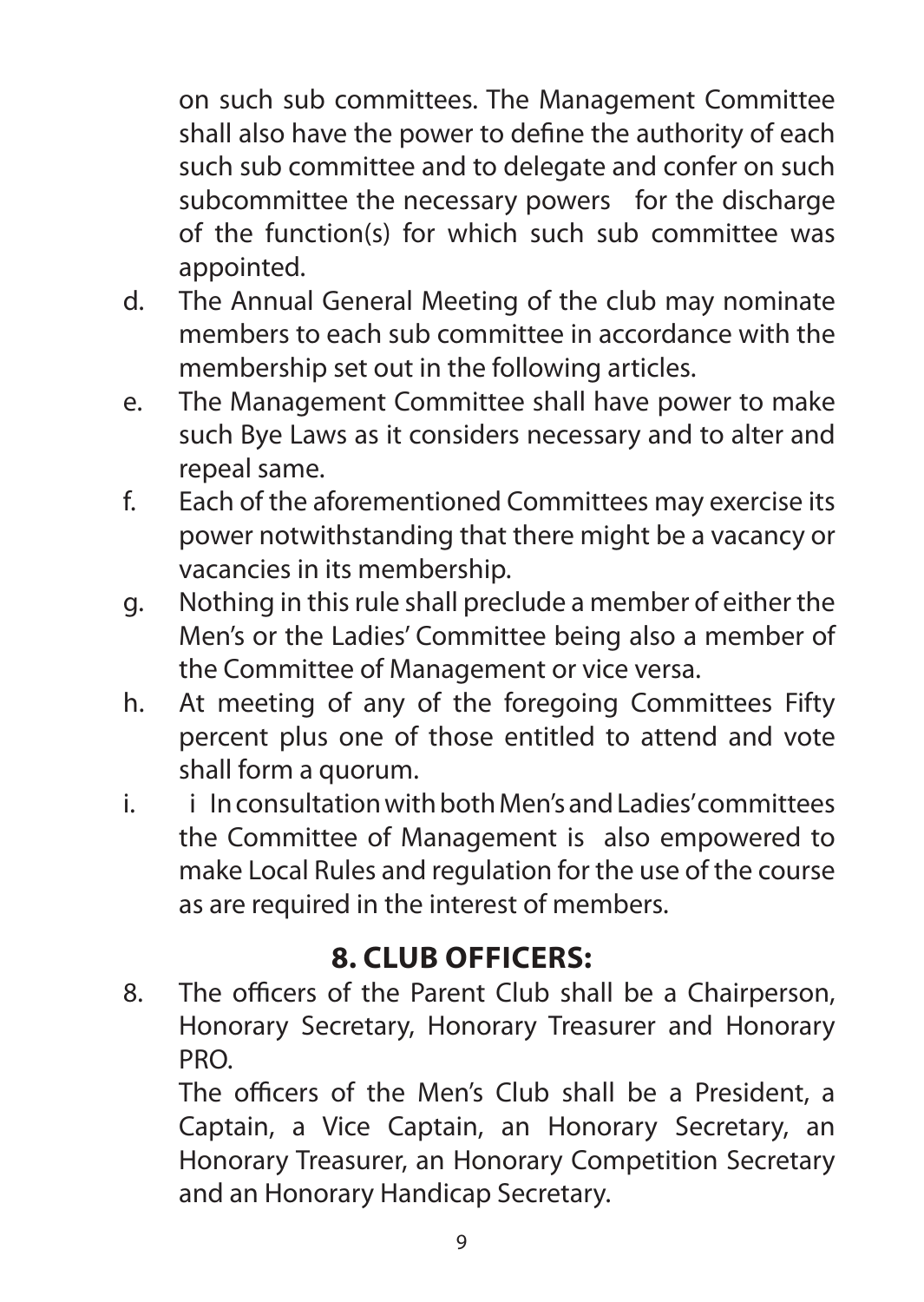on such sub committees. The Management Committee shall also have the power to define the authority of each such sub committee and to delegate and confer on such subcommittee the necessary powers for the discharge of the function(s) for which such sub committee was appointed.

d. The Annual General Meeting of the club may nominate members to each sub committee in accordance with the membership set out in the following articles.

e. The Management Committee shall have power to make such Bye Laws as it considers necessary and to alter and repeal same.

f. Each of the aforementioned Committees may exercise its power notwithstanding that there might be a vacancy or vacancies in its membership.

g. Nothing in this rule shall preclude a member of either the Men's or the Ladies' Committee being also a member of the Committee of Management or vice versa.

h. At meeting of any of the foregoing Committees Fifty percent plus one of those entitled to attend and vote shall form a quorum.

i. i In consultation with both Men's and Ladies' committees the Committee of Management is also empowered to make Local Rules and regulation for the use of the course as are required in the interest of members.

## 8. CLUB OFFICERS:

8. The officers of the Parent Club shall be a Chairperson, Honorary Secretary, Honorary Treasurer and Honorary PRO.

   The officers of the Men's Club shall be a President, a Captain, a Vice Captain, an Honorary Secretary, an Honorary Treasurer, an Honorary Competition Secretary and an Honorary Handicap Secretary.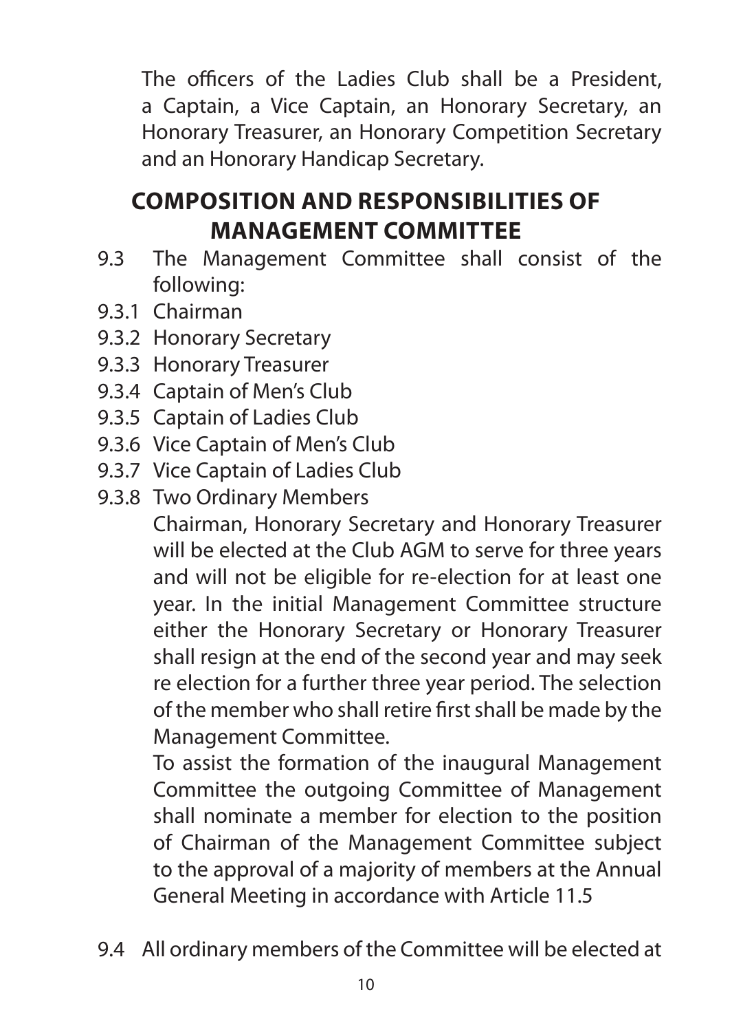The officers of the Ladies Club shall be a President, a Captain, a Vice Captain, an Honorary Secretary, an Honorary Treasurer, an Honorary Competition Secretary and an Honorary Handicap Secretary.

## COMPOSITION AND RESPONSIBILITIES OF MANAGEMENT COMMITTEE

9.3 The Management Committee shall consist of the following:

9.3.1 Chairman

9.3.2 Honorary Secretary

9.3.3 Honorary Treasurer

9.3.4 Captain of Men's Club

9.3.5 Captain of Ladies Club

9.3.6 Vice Captain of Men's Club

9.3.7 Vice Captain of Ladies Club

9.3.8 Two Ordinary Members

Chairman, Honorary Secretary and Honorary Treasurer will be elected at the Club AGM to serve for three years and will not be eligible for re-election for at least one year. In the initial Management Committee structure either the Honorary Secretary or Honorary Treasurer shall resign at the end of the second year and may seek re election for a further three year period. The selection of the member who shall retire first shall be made by the Management Committee.

To assist the formation of the inaugural Management Committee the outgoing Committee of Management shall nominate a member for election to the position of Chairman of the Management Committee subject to the approval of a majority of members at the Annual General Meeting in accordance with Article 11.5

9.4 All ordinary members of the Committee will be elected at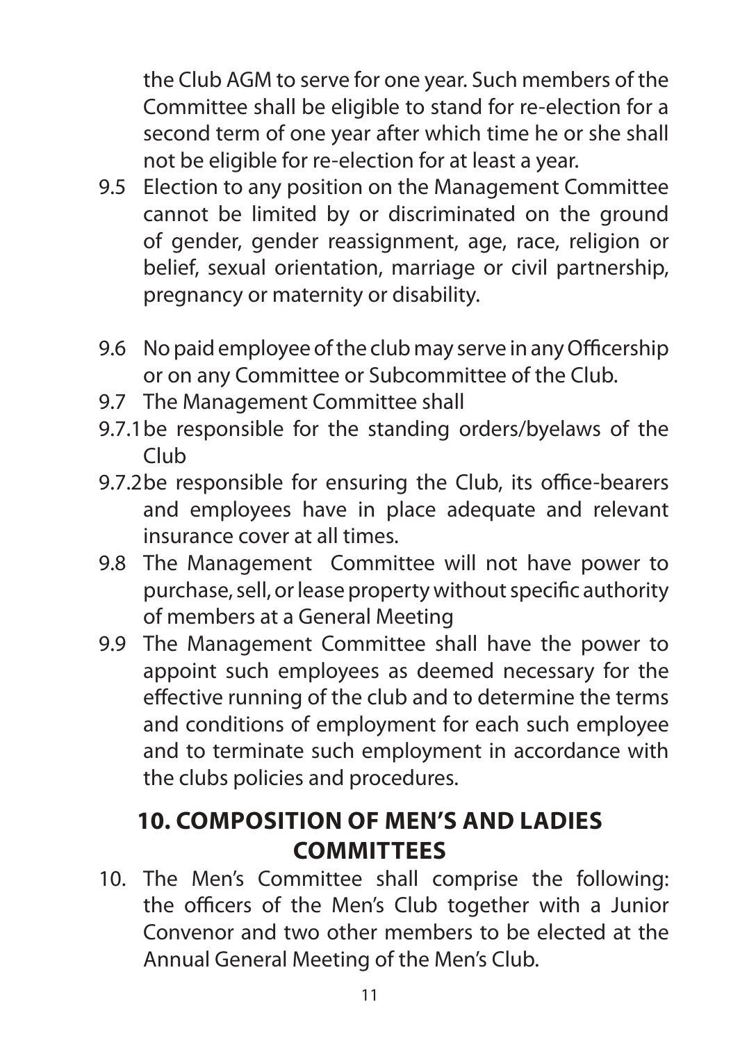the Club AGM to serve for one year. Such members of the Committee shall be eligible to stand for re-election for a second term of one year after which time he or she shall not be eligible for re-election for at least a year.

9.5 Election to any position on the Management Committee cannot be limited by or discriminated on the ground of gender, gender reassignment, age, race, religion or belief, sexual orientation, marriage or civil partnership, pregnancy or maternity or disability.

9.6 No paid employee of the club may serve in any Officership or on any Committee or Subcommittee of the Club.

9.7 The Management Committee shall

9.7.1 be responsible for the standing orders/byelaws of the Club

9.7.2 be responsible for ensuring the Club, its office-bearers and employees have in place adequate and relevant insurance cover at all times.

9.8 The Management Committee will not have power to purchase, sell, or lease property without specific authority of members at a General Meeting

9.9 The Management Committee shall have the power to appoint such employees as deemed necessary for the effective running of the club and to determine the terms and conditions of employment for each such employee and to terminate such employment in accordance with the clubs policies and procedures.

## 10. COMPOSITION OF MEN'S AND LADIES COMMITTEES

10. The Men's Committee shall comprise the following: the officers of the Men's Club together with a Junior Convenor and two other members to be elected at the Annual General Meeting of the Men's Club.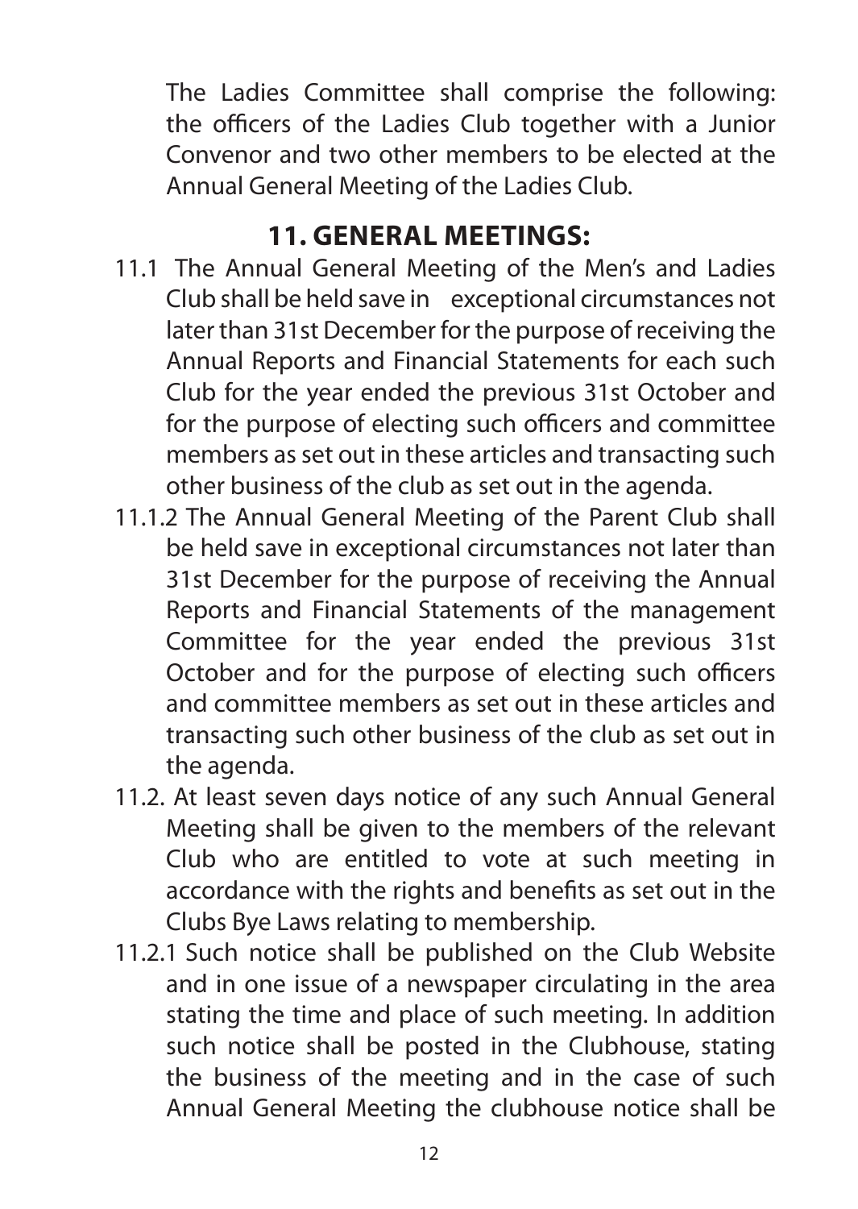The Ladies Committee shall comprise the following: the officers of the Ladies Club together with a Junior Convenor and two other members to be elected at the Annual General Meeting of the Ladies Club.

## 11. GENERAL MEETINGS:

11.1 The Annual General Meeting of the Men's and Ladies Club shall be held save in exceptional circumstances not later than 31st December for the purpose of receiving the Annual Reports and Financial Statements for each such Club for the year ended the previous 31st October and for the purpose of electing such officers and committee members as set out in these articles and transacting such other business of the club as set out in the agenda.

11.1.2 The Annual General Meeting of the Parent Club shall be held save in exceptional circumstances not later than 31st December for the purpose of receiving the Annual Reports and Financial Statements of the management Committee for the year ended the previous 31st October and for the purpose of electing such officers and committee members as set out in these articles and transacting such other business of the club as set out in the agenda.

11.2. At least seven days notice of any such Annual General Meeting shall be given to the members of the relevant Club who are entitled to vote at such meeting in accordance with the rights and benefits as set out in the Clubs Bye Laws relating to membership.

11.2.1 Such notice shall be published on the Club Website and in one issue of a newspaper circulating in the area stating the time and place of such meeting. In addition such notice shall be posted in the Clubhouse, stating the business of the meeting and in the case of such Annual General Meeting the clubhouse notice shall be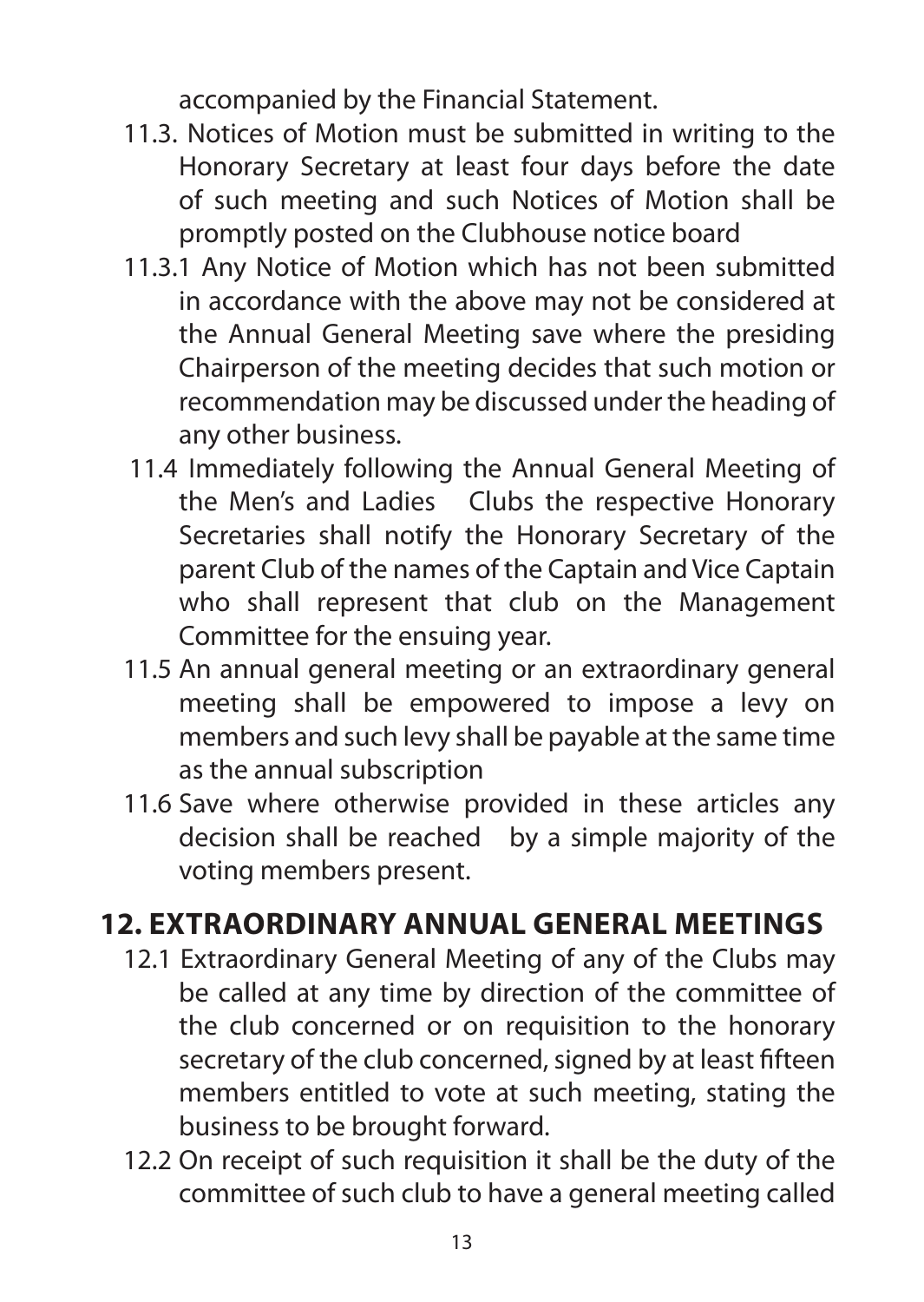accompanied by the Financial Statement.

11.3. Notices of Motion must be submitted in writing to the Honorary Secretary at least four days before the date of such meeting and such Notices of Motion shall be promptly posted on the Clubhouse notice board

11.3.1 Any Notice of Motion which has not been submitted in accordance with the above may not be considered at the Annual General Meeting save where the presiding Chairperson of the meeting decides that such motion or recommendation may be discussed under the heading of any other business.

11.4 Immediately following the Annual General Meeting of the Men's and Ladies Clubs the respective Honorary Secretaries shall notify the Honorary Secretary of the parent Club of the names of the Captain and Vice Captain who shall represent that club on the Management Committee for the ensuing year.

11.5 An annual general meeting or an extraordinary general meeting shall be empowered to impose a levy on members and such levy shall be payable at the same time as the annual subscription

11.6 Save where otherwise provided in these articles any decision shall be reached by a simple majority of the voting members present.

## 12. EXTRAORDINARY ANNUAL GENERAL MEETINGS

12.1 Extraordinary General Meeting of any of the Clubs may be called at any time by direction of the committee of the club concerned or on requisition to the honorary secretary of the club concerned, signed by at least fifteen members entitled to vote at such meeting, stating the business to be brought forward.

12.2 On receipt of such requisition it shall be the duty of the committee of such club to have a general meeting called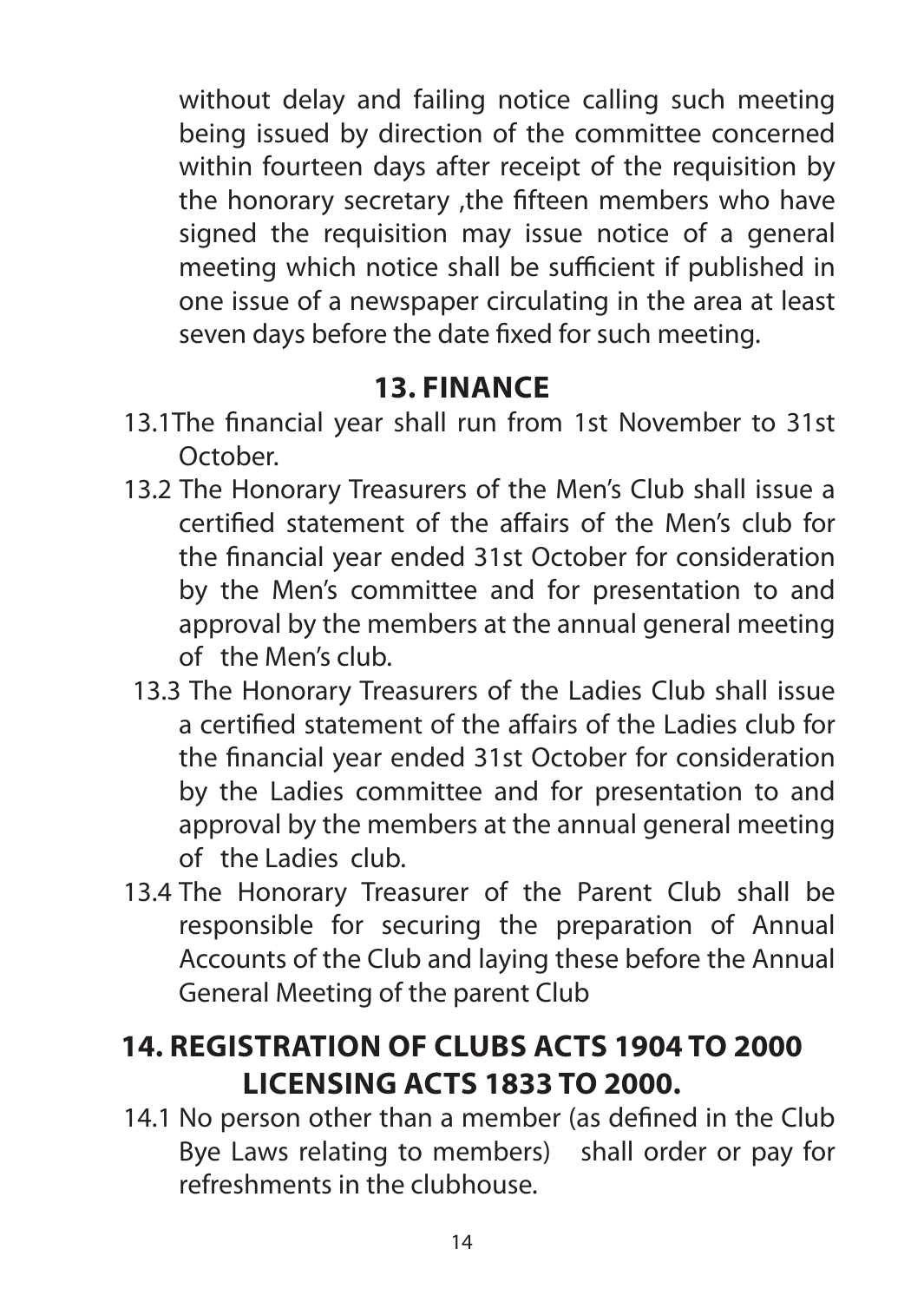without delay and failing notice calling such meeting being issued by direction of the committee concerned within fourteen days after receipt of the requisition by the honorary secretary ,the fifteen members who have signed the requisition may issue notice of a general meeting which notice shall be sufficient if published in one issue of a newspaper circulating in the area at least seven days before the date fixed for such meeting.

## 13. FINANCE

13.1The financial year shall run from 1st November to 31st October.

13.2 The Honorary Treasurers of the Men's Club shall issue a certified statement of the affairs of the Men's club for the financial year ended 31st October for consideration by the Men's committee and for presentation to and approval by the members at the annual general meeting of the Men's club.

13.3 The Honorary Treasurers of the Ladies Club shall issue a certified statement of the affairs of the Ladies club for the financial year ended 31st October for consideration by the Ladies committee and for presentation to and approval by the members at the annual general meeting of the Ladies club.

13.4 The Honorary Treasurer of the Parent Club shall be responsible for securing the preparation of Annual Accounts of the Club and laying these before the Annual General Meeting of the parent Club

## 14. REGISTRATION OF CLUBS ACTS 1904 TO 2000 LICENSING ACTS 1833 TO 2000.

14.1 No person other than a member (as defined in the Club Bye Laws relating to members) shall order or pay for refreshments in the clubhouse.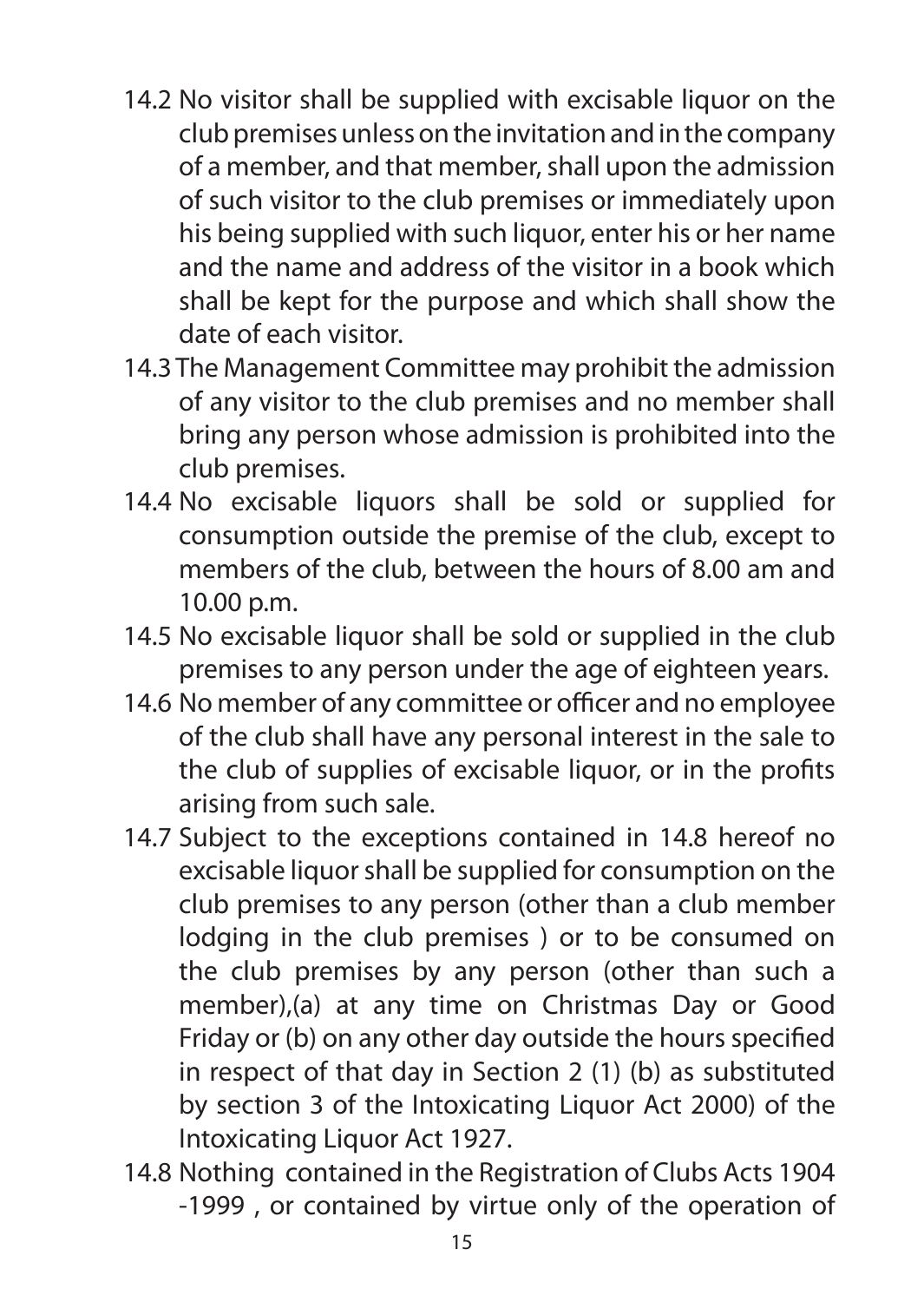14.2 No visitor shall be supplied with excisable liquor on the club premises unless on the invitation and in the company of a member, and that member, shall upon the admission of such visitor to the club premises or immediately upon his being supplied with such liquor, enter his or her name and the name and address of the visitor in a book which shall be kept for the purpose and which shall show the date of each visitor.

14.3 The Management Committee may prohibit the admission of any visitor to the club premises and no member shall bring any person whose admission is prohibited into the club premises.

14.4 No excisable liquors shall be sold or supplied for consumption outside the premise of the club, except to members of the club, between the hours of 8.00 am and 10.00 p.m.

14.5 No excisable liquor shall be sold or supplied in the club premises to any person under the age of eighteen years.

14.6 No member of any committee or officer and no employee of the club shall have any personal interest in the sale to the club of supplies of excisable liquor, or in the profits arising from such sale.

14.7 Subject to the exceptions contained in 14.8 hereof no excisable liquor shall be supplied for consumption on the club premises to any person (other than a club member lodging in the club premises ) or to be consumed on the club premises by any person (other than such a member),(a) at any time on Christmas Day or Good Friday or (b) on any other day outside the hours specified in respect of that day in Section 2 (1) (b) as substituted by section 3 of the Intoxicating Liquor Act 2000) of the Intoxicating Liquor Act 1927.

14.8 Nothing contained in the Registration of Clubs Acts 1904 -1999 , or contained by virtue only of the operation of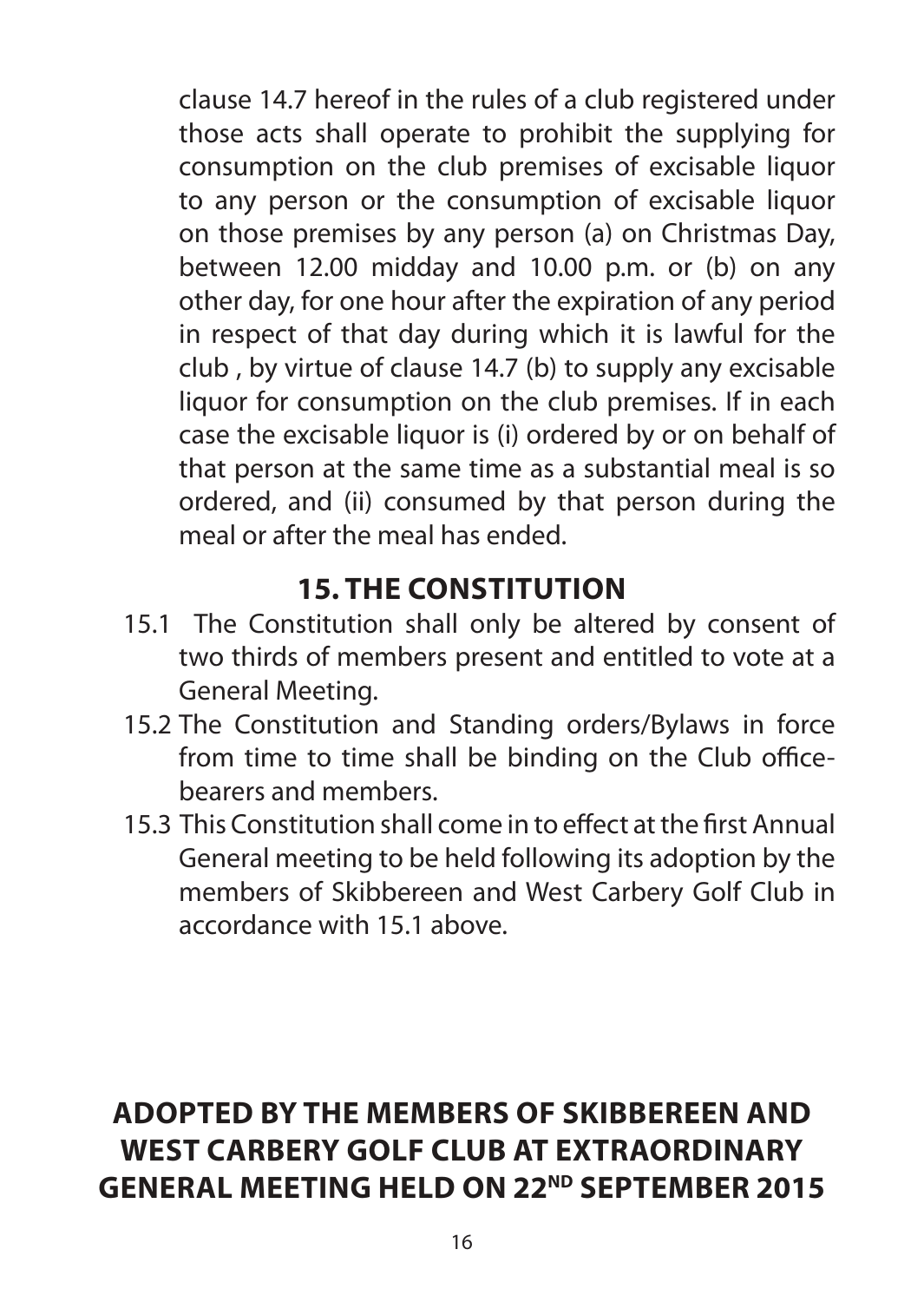clause 14.7 hereof in the rules of a club registered under those acts shall operate to prohibit the supplying for consumption on the club premises of excisable liquor to any person or the consumption of excisable liquor on those premises by any person (a) on Christmas Day, between 12.00 midday and 10.00 p.m. or (b) on any other day, for one hour after the expiration of any period in respect of that day during which it is lawful for the club , by virtue of clause 14.7 (b) to supply any excisable liquor for consumption on the club premises. If in each case the excisable liquor is (i) ordered by or on behalf of that person at the same time as a substantial meal is so ordered, and (ii) consumed by that person during the meal or after the meal has ended.

## 15. THE CONSTITUTION

15.1 The Constitution shall only be altered by consent of two thirds of members present and entitled to vote at a General Meeting.

15.2 The Constitution and Standing orders/Bylaws in force from time to time shall be binding on the Club office-bearers and members.

15.3 This Constitution shall come in to effect at the first Annual General meeting to be held following its adoption by the members of Skibbereen and West Carbery Golf Club in accordance with 15.1 above.

**ADOPTED BY THE MEMBERS OF SKIBBEREEN AND WEST CARBERY GOLF CLUB AT EXTRAORDINARY GENERAL MEETING HELD ON 22ND SEPTEMBER 2015**